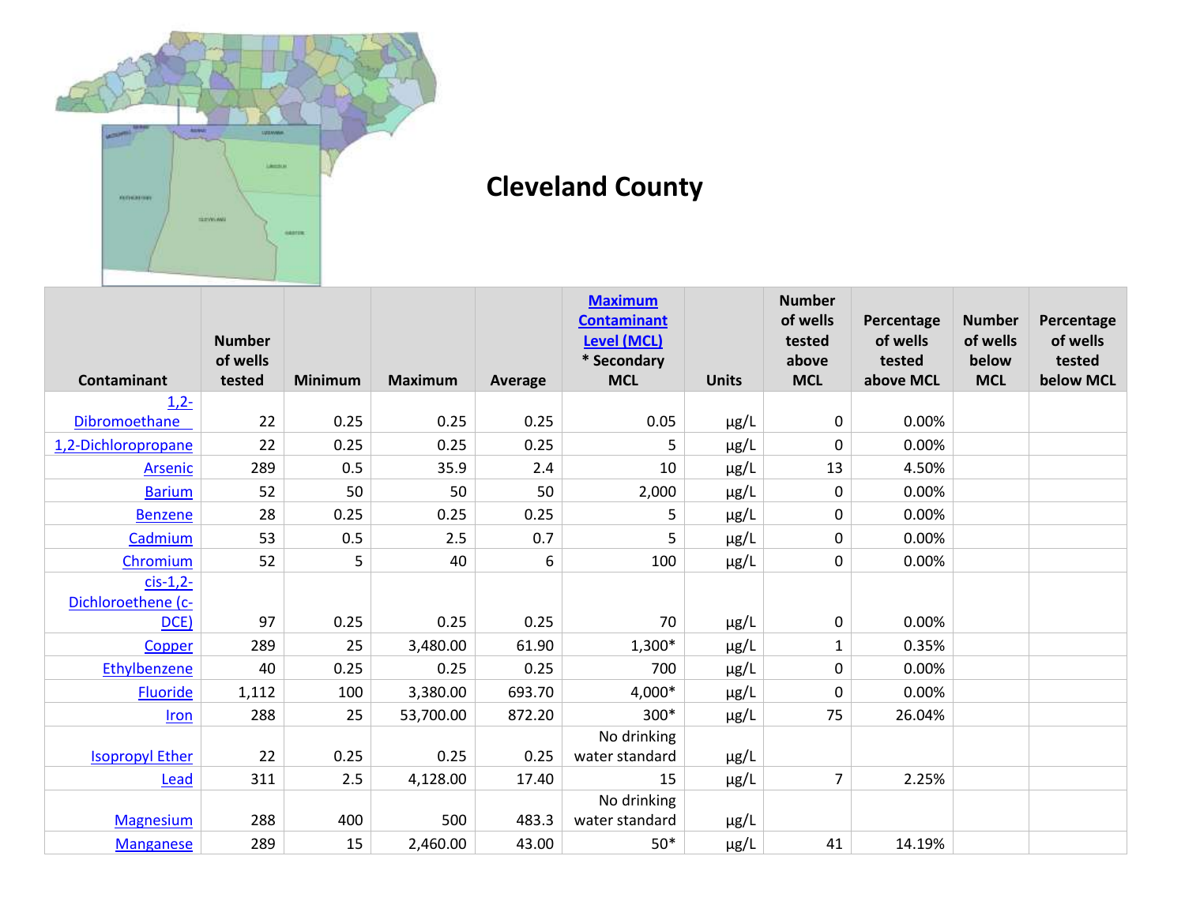# Cleveland County

| Contaminant | Number of wells tested | Minimum | Maximum | Average | Maximum Contaminant Level (MCL) * Secondary MCL | Units | Number of wells tested above MCL | Percentage of wells tested above MCL | Number of wells below MCL | Percentage of wells tested below MCL |
|---|---|---|---|---|---|---|---|---|---|---|
| 1,2-Dibromoethane | 22 | 0.25 | 0.25 | 0.25 | 0.05 | µg/L | 0 | 0.00% | | |
| 1,2-Dichloropropane | 22 | 0.25 | 0.25 | 0.25 | 5 | µg/L | 0 | 0.00% | | |
| Arsenic | 289 | 0.5 | 35.9 | 2.4 | 10 | µg/L | 13 | 4.50% | | |
| Barium | 52 | 50 | 50 | 50 | 2,000 | µg/L | 0 | 0.00% | | |
| Benzene | 28 | 0.25 | 0.25 | 0.25 | 5 | µg/L | 0 | 0.00% | | |
| Cadmium | 53 | 0.5 | 2.5 | 0.7 | 5 | µg/L | 0 | 0.00% | | |
| Chromium | 52 | 5 | 40 | 6 | 100 | µg/L | 0 | 0.00% | | |
| cis-1,2-Dichloroethene (c-DCE) | 97 | 0.25 | 0.25 | 0.25 | 70 | µg/L | 0 | 0.00% | | |
| Copper | 289 | 25 | 3,480.00 | 61.90 | 1,300* | µg/L | 1 | 0.35% | | |
| Ethylbenzene | 40 | 0.25 | 0.25 | 0.25 | 700 | µg/L | 0 | 0.00% | | |
| Fluoride | 1,112 | 100 | 3,380.00 | 693.70 | 4,000* | µg/L | 0 | 0.00% | | |
| Iron | 288 | 25 | 53,700.00 | 872.20 | 300* | µg/L | 75 | 26.04% | | |
| Isopropyl Ether | 22 | 0.25 | 0.25 | 0.25 | No drinking water standard | µg/L | | | | |
| Lead | 311 | 2.5 | 4,128.00 | 17.40 | 15 | µg/L | 7 | 2.25% | | |
| Magnesium | 288 | 400 | 500 | 483.3 | No drinking water standard | µg/L | | | | |
| Manganese | 289 | 15 | 2,460.00 | 43.00 | 50* | µg/L | 41 | 14.19% | | |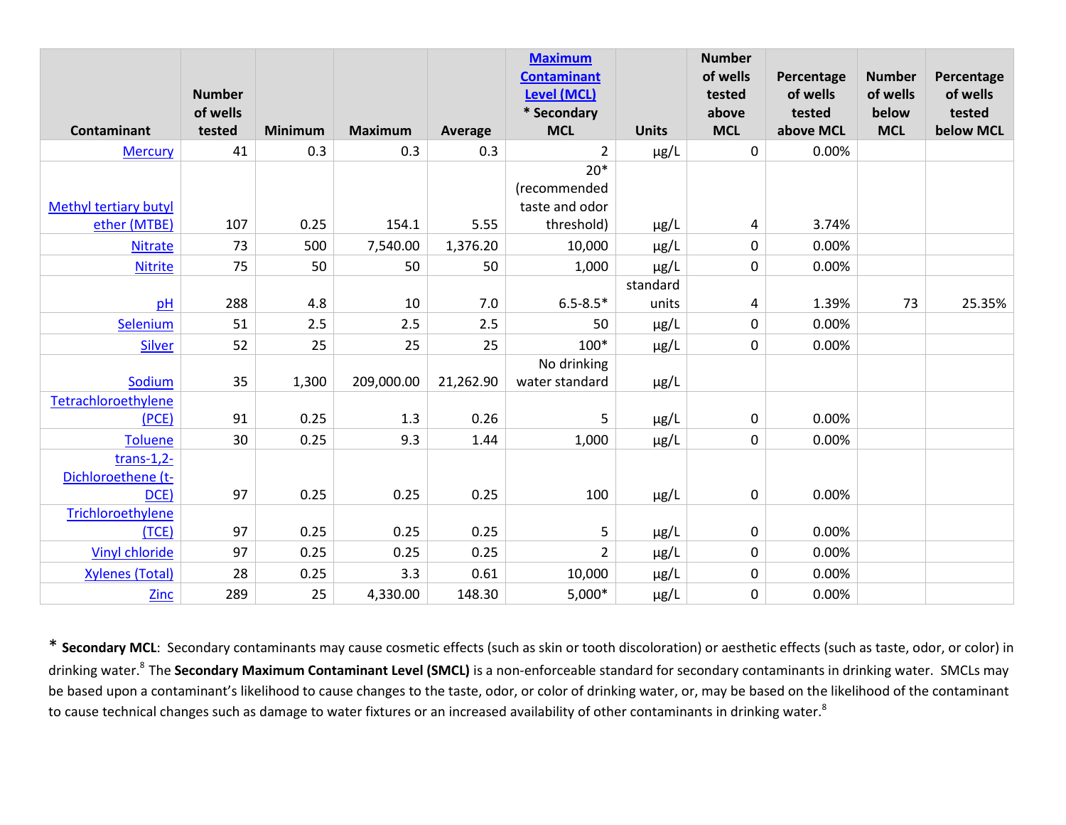| Contaminant | Number of wells tested | Minimum | Maximum | Average | Maximum Contaminant Level (MCL) * Secondary MCL | Units | Number of wells tested above MCL | Percentage of wells tested above MCL | Number of wells below MCL | Percentage of wells tested below MCL |
|---|---|---|---|---|---|---|---|---|---|---|
| Mercury | 41 | 0.3 | 0.3 | 0.3 | 2 | µg/L | 0 | 0.00% | | |
| Methyl tertiary butyl ether (MTBE) | 107 | 0.25 | 154.1 | 5.55 | 20* (recommended taste and odor threshold) | µg/L | 4 | 3.74% | | |
| Nitrate | 73 | 500 | 7,540.00 | 1,376.20 | 10,000 | µg/L | 0 | 0.00% | | |
| Nitrite | 75 | 50 | 50 | 50 | 1,000 | µg/L | 0 | 0.00% | | |
| pH | 288 | 4.8 | 10 | 7.0 | 6.5-8.5* | standard units | 4 | 1.39% | 73 | 25.35% |
| Selenium | 51 | 2.5 | 2.5 | 2.5 | 50 | µg/L | 0 | 0.00% | | |
| Silver | 52 | 25 | 25 | 25 | 100* | µg/L | 0 | 0.00% | | |
| Sodium | 35 | 1,300 | 209,000.00 | 21,262.90 | No drinking water standard | µg/L | | | | |
| Tetrachloroethylene (PCE) | 91 | 0.25 | 1.3 | 0.26 | 5 | µg/L | 0 | 0.00% | | |
| Toluene | 30 | 0.25 | 9.3 | 1.44 | 1,000 | µg/L | 0 | 0.00% | | |
| trans-1,2-Dichloroethene (t-DCE) | 97 | 0.25 | 0.25 | 0.25 | 100 | µg/L | 0 | 0.00% | | |
| Trichloroethylene (TCE) | 97 | 0.25 | 0.25 | 0.25 | 5 | µg/L | 0 | 0.00% | | |
| Vinyl chloride | 97 | 0.25 | 0.25 | 0.25 | 2 | µg/L | 0 | 0.00% | | |
| Xylenes (Total) | 28 | 0.25 | 3.3 | 0.61 | 10,000 | µg/L | 0 | 0.00% | | |
| Zinc | 289 | 25 | 4,330.00 | 148.30 | 5,000* | µg/L | 0 | 0.00% | | |

* **Secondary MCL**: Secondary contaminants may cause cosmetic effects (such as skin or tooth discoloration) or aesthetic effects (such as taste, odor, or color) in drinking water.[8] The **Secondary Maximum Contaminant Level (SMCL)** is a non-enforceable standard for secondary contaminants in drinking water. SMCLs may be based upon a contaminant's likelihood to cause changes to the taste, odor, or color of drinking water, or, may be based on the likelihood of the contaminant to cause technical changes such as damage to water fixtures or an increased availability of other contaminants in drinking water.[8]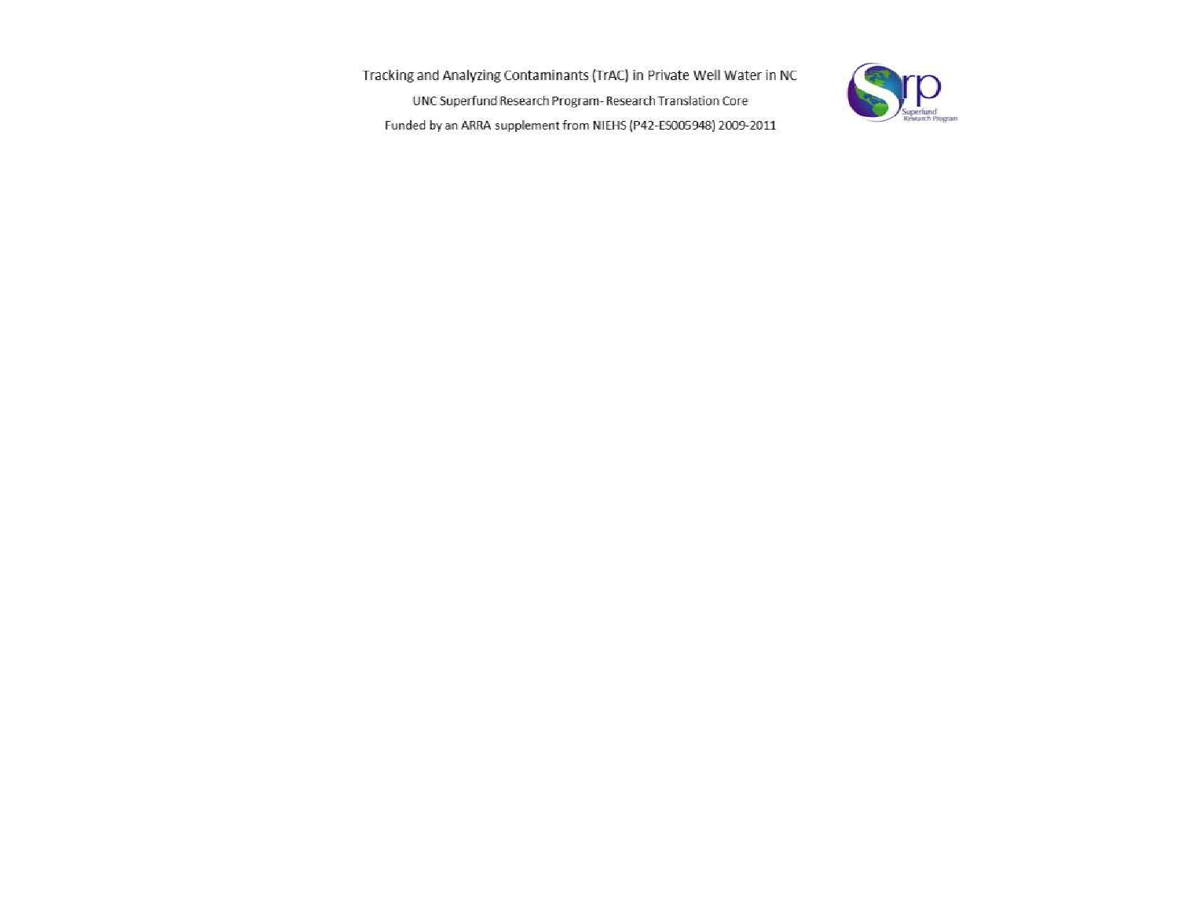Tracking and Analyzing Contaminants (TrAC) in Private Well Water in NC

UNC Superfund Research Program- Research Translation Core

Funded by an ARRA supplement from NIEHS (P42-ES005948) 2009-2011